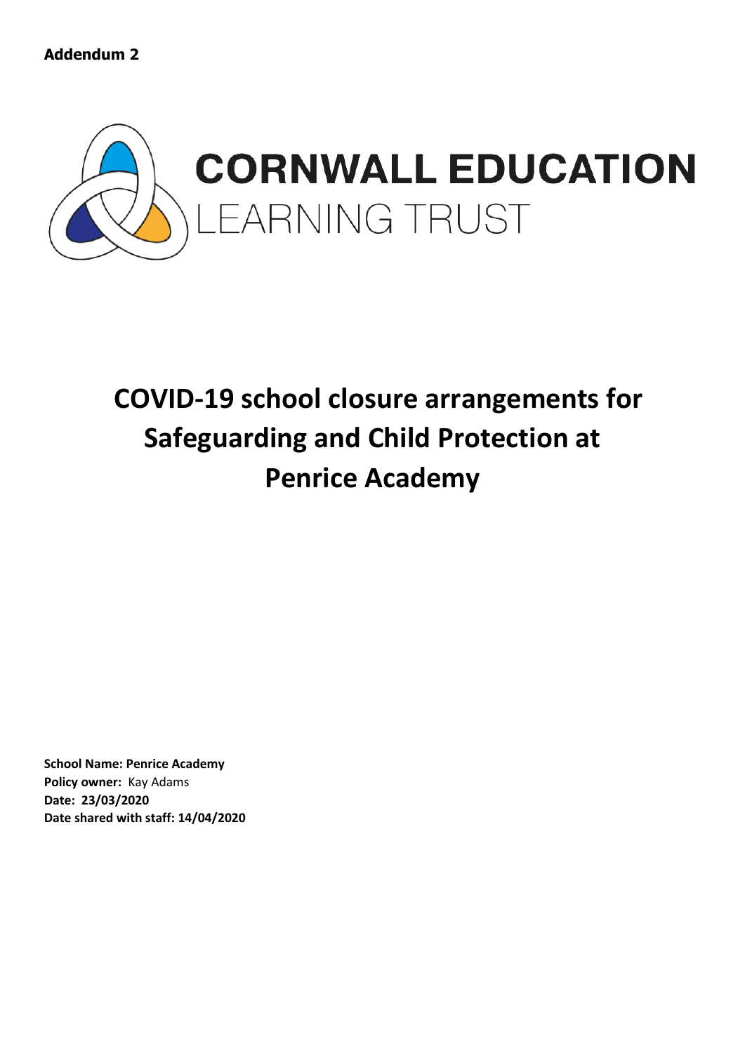**Addendum 2**

CORNWALL EDUCATION
LEARNING TRUST

# COVID-19 school closure arrangements for Safeguarding and Child Protection at Penrice Academy

**School Name: Penrice Academy**
**Policy owner:** Kay Adams
**Date: 23/03/2020**
**Date shared with staff: 14/04/2020**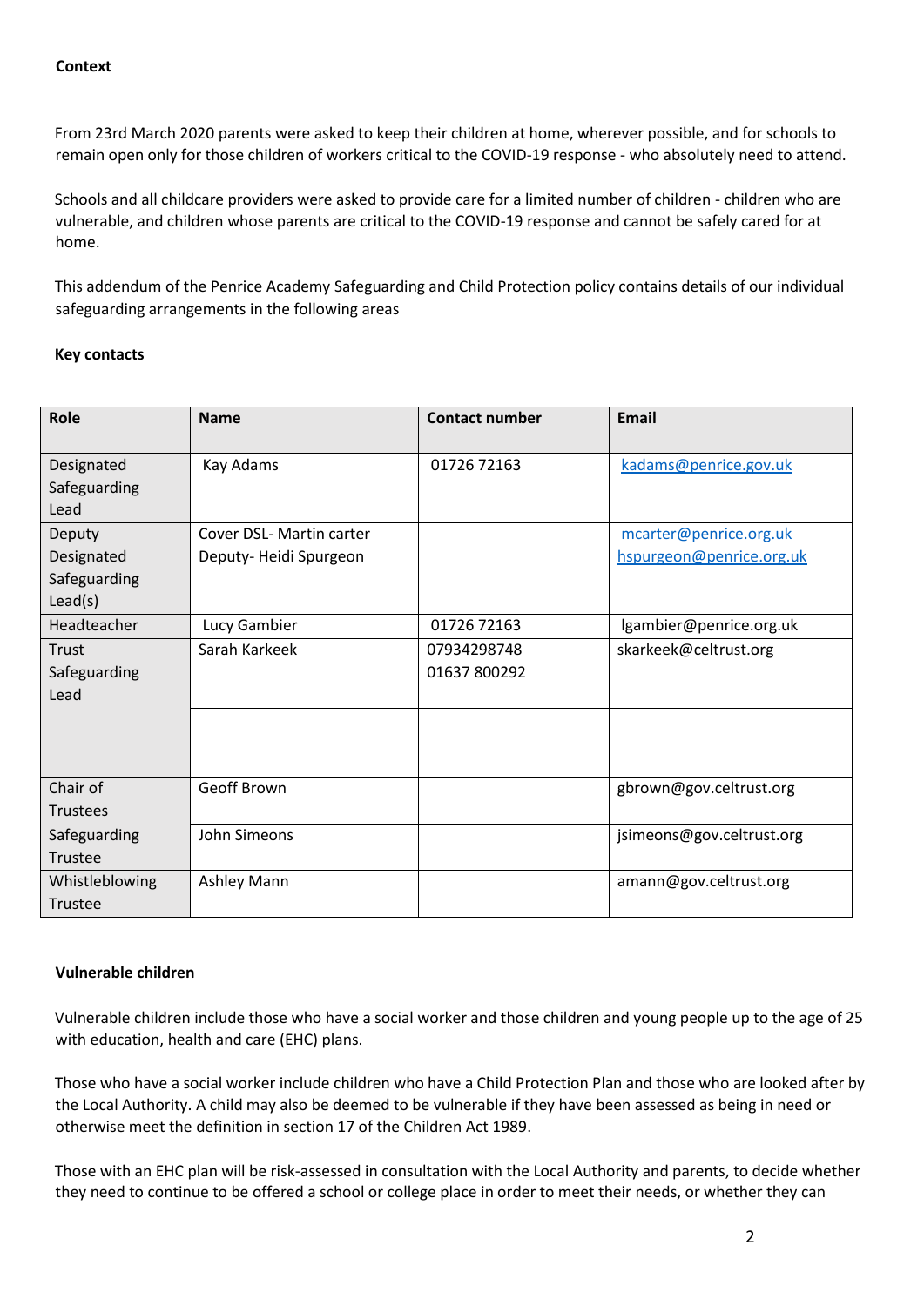**Context**

From 23rd March 2020 parents were asked to keep their children at home, wherever possible, and for schools to remain open only for those children of workers critical to the COVID-19 response - who absolutely need to attend.

Schools and all childcare providers were asked to provide care for a limited number of children - children who are vulnerable, and children whose parents are critical to the COVID-19 response and cannot be safely cared for at home.

This addendum of the Penrice Academy Safeguarding and Child Protection policy contains details of our individual safeguarding arrangements in the following areas

**Key contacts**

| Role | Name | Contact number | Email |
|---|---|---|---|
| Designated Safeguarding Lead | Kay Adams | 01726 72163 | kadams@penrice.gov.uk |
| Deputy Designated Safeguarding Lead(s) | Cover DSL- Martin carter<br>Deputy- Heidi Spurgeon | | mcarter@penrice.org.uk<br>hspurgeon@penrice.org.uk |
| Headteacher | Lucy Gambier | 01726 72163 | lgambier@penrice.org.uk |
| Trust Safeguarding Lead | Sarah Karkeek | 07934298748<br>01637 800292 | skarkeek@celtrust.org |
| | | | |
| Chair of Trustees | Geoff Brown | | gbrown@gov.celtrust.org |
| Safeguarding Trustee | John Simeons | | jsimeons@gov.celtrust.org |
| Whistleblowing Trustee | Ashley Mann | | amann@gov.celtrust.org |

**Vulnerable children**

Vulnerable children include those who have a social worker and those children and young people up to the age of 25 with education, health and care (EHC) plans.

Those who have a social worker include children who have a Child Protection Plan and those who are looked after by the Local Authority. A child may also be deemed to be vulnerable if they have been assessed as being in need or otherwise meet the definition in section 17 of the Children Act 1989.

Those with an EHC plan will be risk-assessed in consultation with the Local Authority and parents, to decide whether they need to continue to be offered a school or college place in order to meet their needs, or whether they can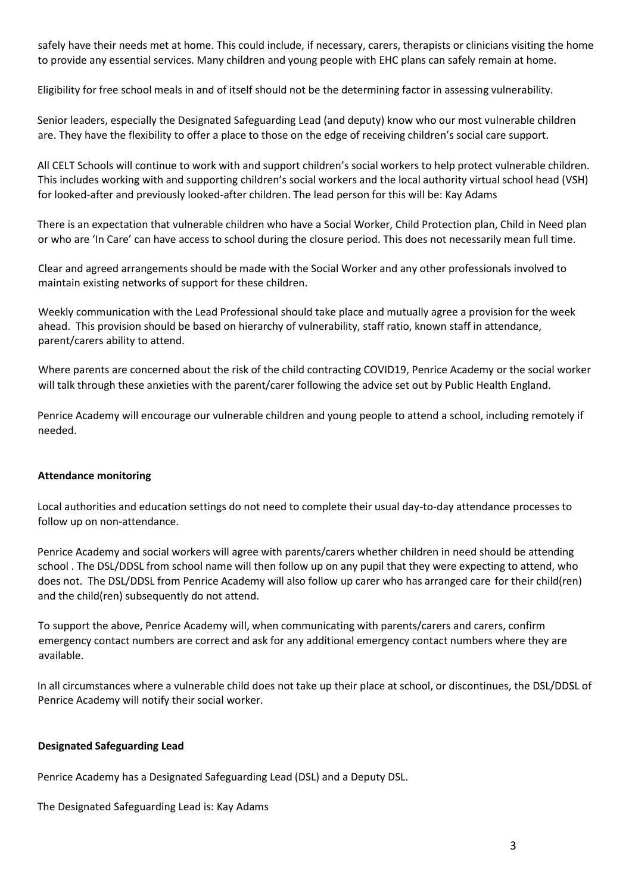safely have their needs met at home. This could include, if necessary, carers, therapists or clinicians visiting the home to provide any essential services. Many children and young people with EHC plans can safely remain at home.

Eligibility for free school meals in and of itself should not be the determining factor in assessing vulnerability.

Senior leaders, especially the Designated Safeguarding Lead (and deputy) know who our most vulnerable children are. They have the flexibility to offer a place to those on the edge of receiving children's social care support.

All CELT Schools will continue to work with and support children's social workers to help protect vulnerable children. This includes working with and supporting children's social workers and the local authority virtual school head (VSH) for looked-after and previously looked-after children. The lead person for this will be: Kay Adams

There is an expectation that vulnerable children who have a Social Worker, Child Protection plan, Child in Need plan or who are 'In Care' can have access to school during the closure period. This does not necessarily mean full time.

Clear and agreed arrangements should be made with the Social Worker and any other professionals involved to maintain existing networks of support for these children.

Weekly communication with the Lead Professional should take place and mutually agree a provision for the week ahead. This provision should be based on hierarchy of vulnerability, staff ratio, known staff in attendance, parent/carers ability to attend.

Where parents are concerned about the risk of the child contracting COVID19, Penrice Academy or the social worker will talk through these anxieties with the parent/carer following the advice set out by Public Health England.

Penrice Academy will encourage our vulnerable children and young people to attend a school, including remotely if needed.

**Attendance monitoring**

Local authorities and education settings do not need to complete their usual day-to-day attendance processes to follow up on non-attendance.

Penrice Academy and social workers will agree with parents/carers whether children in need should be attending school . The DSL/DDSL from school name will then follow up on any pupil that they were expecting to attend, who does not. The DSL/DDSL from Penrice Academy will also follow up carer who has arranged care for their child(ren) and the child(ren) subsequently do not attend.

To support the above, Penrice Academy will, when communicating with parents/carers and carers, confirm emergency contact numbers are correct and ask for any additional emergency contact numbers where they are available.

In all circumstances where a vulnerable child does not take up their place at school, or discontinues, the DSL/DDSL of Penrice Academy will notify their social worker.

**Designated Safeguarding Lead**

Penrice Academy has a Designated Safeguarding Lead (DSL) and a Deputy DSL.

The Designated Safeguarding Lead is: Kay Adams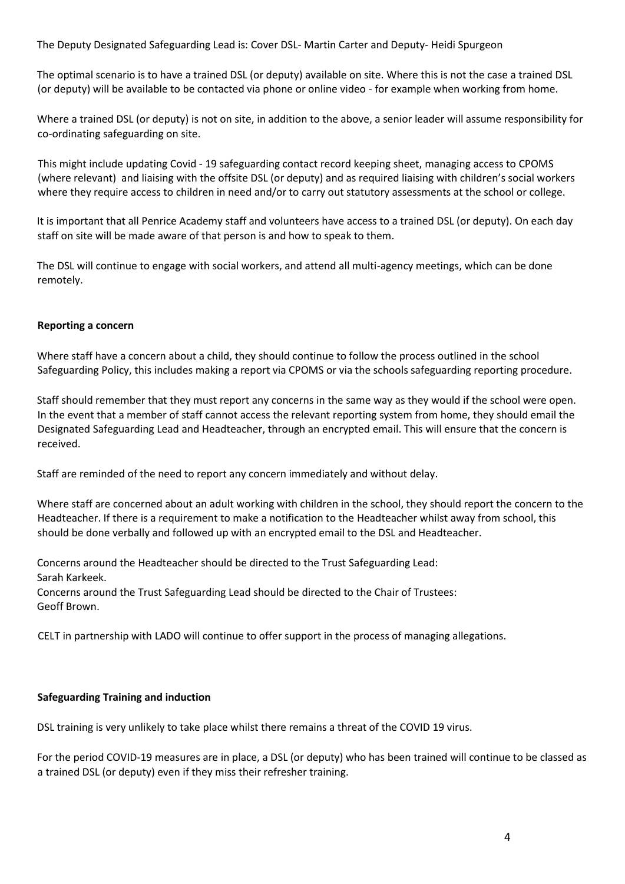The Deputy Designated Safeguarding Lead is: Cover DSL- Martin Carter and Deputy- Heidi Spurgeon

The optimal scenario is to have a trained DSL (or deputy) available on site. Where this is not the case a trained DSL (or deputy) will be available to be contacted via phone or online video - for example when working from home.

Where a trained DSL (or deputy) is not on site, in addition to the above, a senior leader will assume responsibility for co-ordinating safeguarding on site.

This might include updating Covid - 19 safeguarding contact record keeping sheet, managing access to CPOMS (where relevant) and liaising with the offsite DSL (or deputy) and as required liaising with children's social workers where they require access to children in need and/or to carry out statutory assessments at the school or college.

It is important that all Penrice Academy staff and volunteers have access to a trained DSL (or deputy). On each day staff on site will be made aware of that person is and how to speak to them.

The DSL will continue to engage with social workers, and attend all multi-agency meetings, which can be done remotely.

**Reporting a concern**

Where staff have a concern about a child, they should continue to follow the process outlined in the school Safeguarding Policy, this includes making a report via CPOMS or via the schools safeguarding reporting procedure.

Staff should remember that they must report any concerns in the same way as they would if the school were open. In the event that a member of staff cannot access the relevant reporting system from home, they should email the Designated Safeguarding Lead and Headteacher, through an encrypted email. This will ensure that the concern is received.

Staff are reminded of the need to report any concern immediately and without delay.

Where staff are concerned about an adult working with children in the school, they should report the concern to the Headteacher. If there is a requirement to make a notification to the Headteacher whilst away from school, this should be done verbally and followed up with an encrypted email to the DSL and Headteacher.

Concerns around the Headteacher should be directed to the Trust Safeguarding Lead:
Sarah Karkeek.
Concerns around the Trust Safeguarding Lead should be directed to the Chair of Trustees:
Geoff Brown.

CELT in partnership with LADO will continue to offer support in the process of managing allegations.

**Safeguarding Training and induction**

DSL training is very unlikely to take place whilst there remains a threat of the COVID 19 virus.

For the period COVID-19 measures are in place, a DSL (or deputy) who has been trained will continue to be classed as a trained DSL (or deputy) even if they miss their refresher training.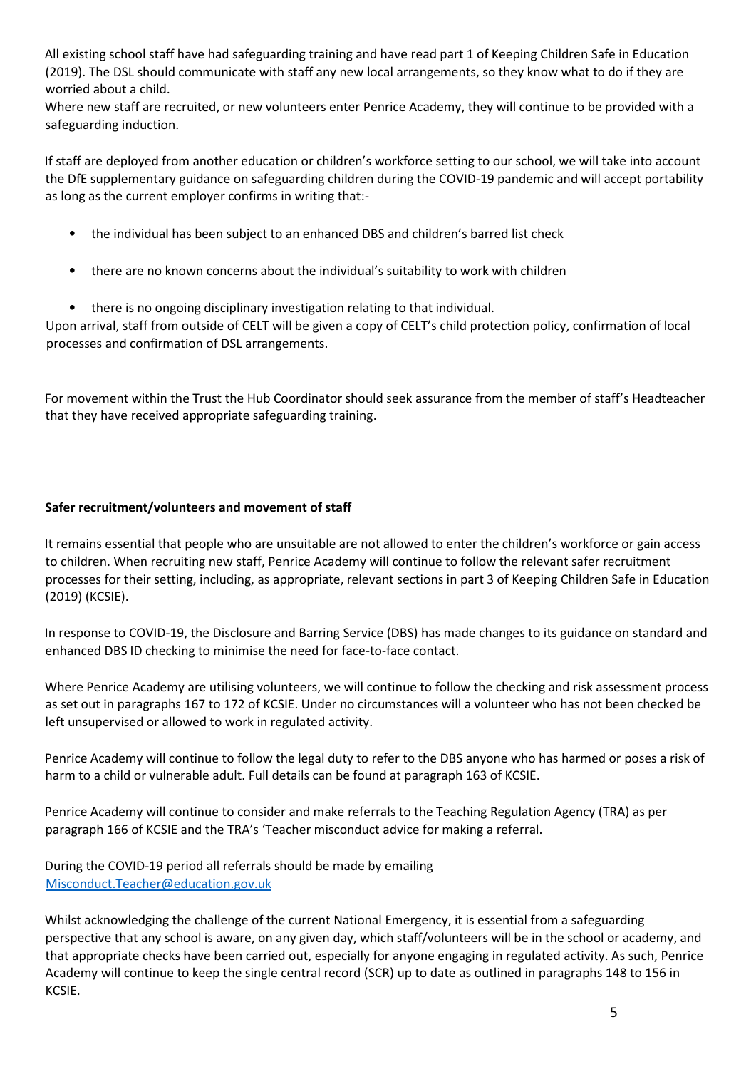All existing school staff have had safeguarding training and have read part 1 of Keeping Children Safe in Education (2019). The DSL should communicate with staff any new local arrangements, so they know what to do if they are worried about a child.

Where new staff are recruited, or new volunteers enter Penrice Academy, they will continue to be provided with a safeguarding induction.

If staff are deployed from another education or children's workforce setting to our school, we will take into account the DfE supplementary guidance on safeguarding children during the COVID-19 pandemic and will accept portability as long as the current employer confirms in writing that:-

- the individual has been subject to an enhanced DBS and children's barred list check
- there are no known concerns about the individual's suitability to work with children
- there is no ongoing disciplinary investigation relating to that individual.

Upon arrival, staff from outside of CELT will be given a copy of CELT's child protection policy, confirmation of local processes and confirmation of DSL arrangements.

For movement within the Trust the Hub Coordinator should seek assurance from the member of staff's Headteacher that they have received appropriate safeguarding training.

**Safer recruitment/volunteers and movement of staff**

It remains essential that people who are unsuitable are not allowed to enter the children's workforce or gain access to children. When recruiting new staff, Penrice Academy will continue to follow the relevant safer recruitment processes for their setting, including, as appropriate, relevant sections in part 3 of Keeping Children Safe in Education (2019) (KCSIE).

In response to COVID-19, the Disclosure and Barring Service (DBS) has made changes to its guidance on standard and enhanced DBS ID checking to minimise the need for face-to-face contact.

Where Penrice Academy are utilising volunteers, we will continue to follow the checking and risk assessment process as set out in paragraphs 167 to 172 of KCSIE. Under no circumstances will a volunteer who has not been checked be left unsupervised or allowed to work in regulated activity.

Penrice Academy will continue to follow the legal duty to refer to the DBS anyone who has harmed or poses a risk of harm to a child or vulnerable adult. Full details can be found at paragraph 163 of KCSIE.

Penrice Academy will continue to consider and make referrals to the Teaching Regulation Agency (TRA) as per paragraph 166 of KCSIE and the TRA's 'Teacher misconduct advice for making a referral.

During the COVID-19 period all referrals should be made by emailing [Misconduct.Teacher@education.gov.uk](mailto:Misconduct.Teacher@education.gov.uk)

Whilst acknowledging the challenge of the current National Emergency, it is essential from a safeguarding perspective that any school is aware, on any given day, which staff/volunteers will be in the school or academy, and that appropriate checks have been carried out, especially for anyone engaging in regulated activity. As such, Penrice Academy will continue to keep the single central record (SCR) up to date as outlined in paragraphs 148 to 156 in KCSIE.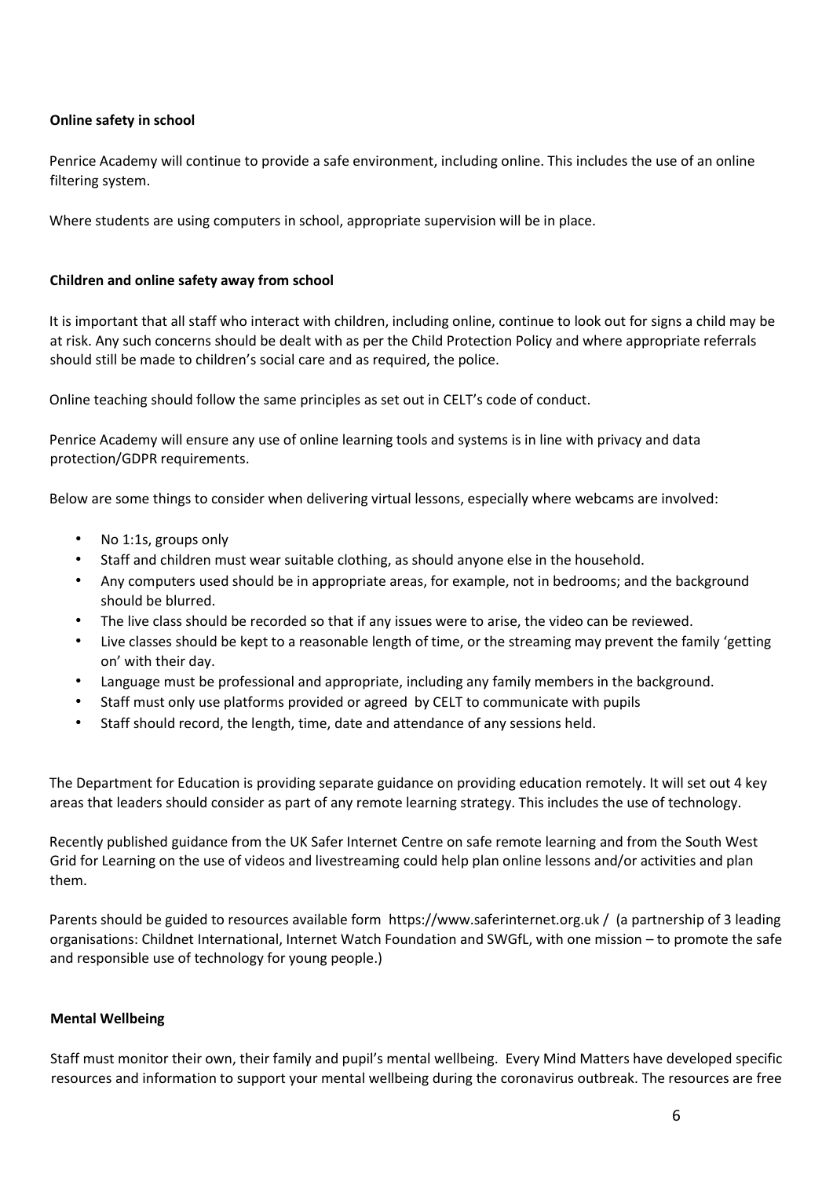**Online safety in school**

Penrice Academy will continue to provide a safe environment, including online. This includes the use of an online filtering system.

Where students are using computers in school, appropriate supervision will be in place.

**Children and online safety away from school**

It is important that all staff who interact with children, including online, continue to look out for signs a child may be at risk. Any such concerns should be dealt with as per the Child Protection Policy and where appropriate referrals should still be made to children's social care and as required, the police.

Online teaching should follow the same principles as set out in CELT's code of conduct.

Penrice Academy will ensure any use of online learning tools and systems is in line with privacy and data protection/GDPR requirements.

Below are some things to consider when delivering virtual lessons, especially where webcams are involved:

- No 1:1s, groups only
- Staff and children must wear suitable clothing, as should anyone else in the household.
- Any computers used should be in appropriate areas, for example, not in bedrooms; and the background should be blurred.
- The live class should be recorded so that if any issues were to arise, the video can be reviewed.
- Live classes should be kept to a reasonable length of time, or the streaming may prevent the family 'getting on' with their day.
- Language must be professional and appropriate, including any family members in the background.
- Staff must only use platforms provided or agreed by CELT to communicate with pupils
- Staff should record, the length, time, date and attendance of any sessions held.

The Department for Education is providing separate guidance on providing education remotely. It will set out 4 key areas that leaders should consider as part of any remote learning strategy. This includes the use of technology.

Recently published guidance from the UK Safer Internet Centre on safe remote learning and from the South West Grid for Learning on the use of videos and livestreaming could help plan online lessons and/or activities and plan them.

Parents should be guided to resources available form https://www.saferinternet.org.uk / (a partnership of 3 leading organisations: Childnet International, Internet Watch Foundation and SWGfL, with one mission – to promote the safe and responsible use of technology for young people.)

**Mental Wellbeing**

Staff must monitor their own, their family and pupil's mental wellbeing. Every Mind Matters have developed specific resources and information to support your mental wellbeing during the coronavirus outbreak. The resources are free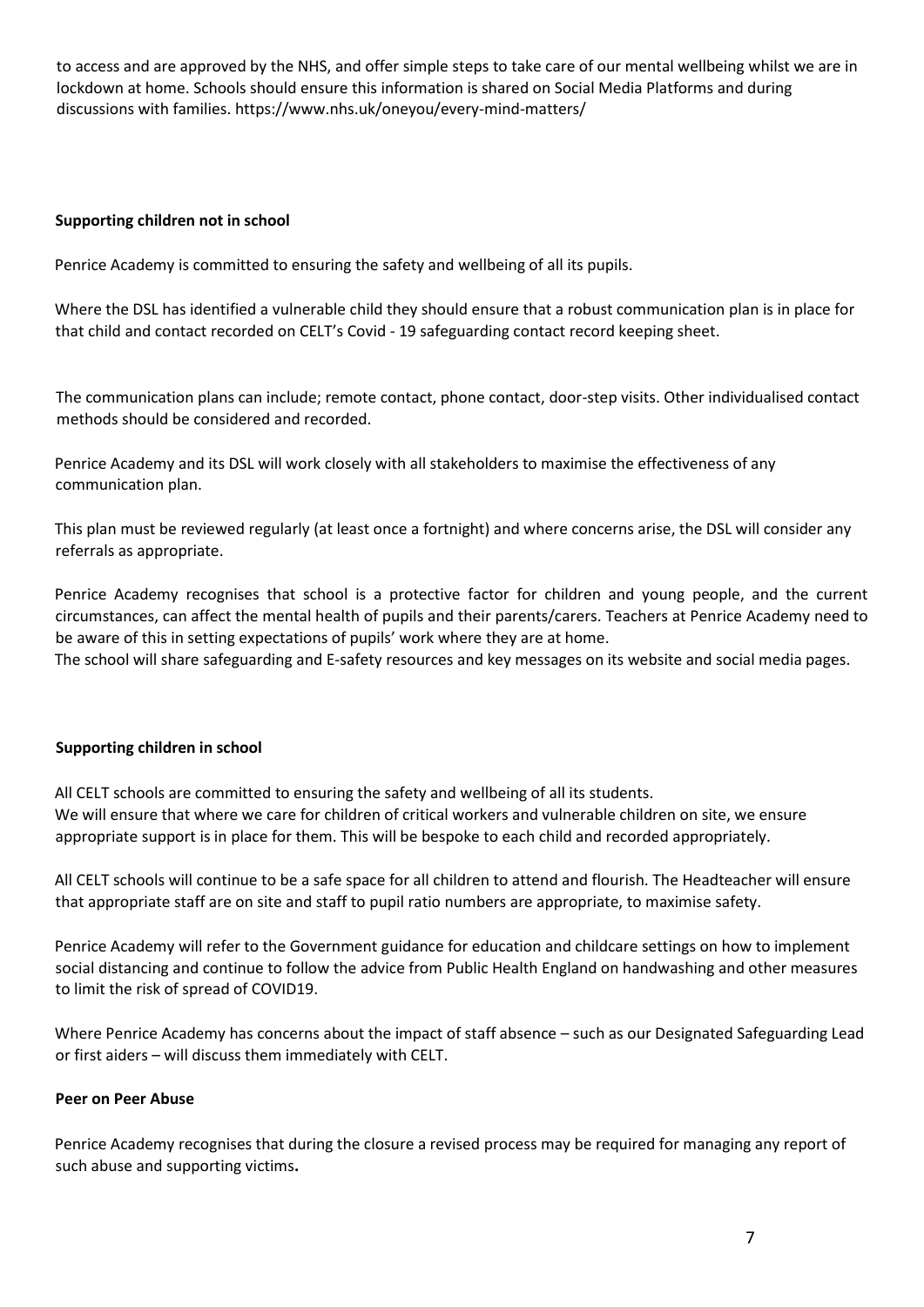to access and are approved by the NHS, and offer simple steps to take care of our mental wellbeing whilst we are in lockdown at home. Schools should ensure this information is shared on Social Media Platforms and during discussions with families. https://www.nhs.uk/oneyou/every-mind-matters/

**Supporting children not in school**

Penrice Academy is committed to ensuring the safety and wellbeing of all its pupils.

Where the DSL has identified a vulnerable child they should ensure that a robust communication plan is in place for that child and contact recorded on CELT's Covid - 19 safeguarding contact record keeping sheet.

The communication plans can include; remote contact, phone contact, door-step visits. Other individualised contact methods should be considered and recorded.

Penrice Academy and its DSL will work closely with all stakeholders to maximise the effectiveness of any communication plan.

This plan must be reviewed regularly (at least once a fortnight) and where concerns arise, the DSL will consider any referrals as appropriate.

Penrice Academy recognises that school is a protective factor for children and young people, and the current circumstances, can affect the mental health of pupils and their parents/carers. Teachers at Penrice Academy need to be aware of this in setting expectations of pupils' work where they are at home.
The school will share safeguarding and E-safety resources and key messages on its website and social media pages.

**Supporting children in school**

All CELT schools are committed to ensuring the safety and wellbeing of all its students.
We will ensure that where we care for children of critical workers and vulnerable children on site, we ensure appropriate support is in place for them. This will be bespoke to each child and recorded appropriately.

All CELT schools will continue to be a safe space for all children to attend and flourish. The Headteacher will ensure that appropriate staff are on site and staff to pupil ratio numbers are appropriate, to maximise safety.

Penrice Academy will refer to the Government guidance for education and childcare settings on how to implement social distancing and continue to follow the advice from Public Health England on handwashing and other measures to limit the risk of spread of COVID19.

Where Penrice Academy has concerns about the impact of staff absence – such as our Designated Safeguarding Lead or first aiders – will discuss them immediately with CELT.

**Peer on Peer Abuse**

Penrice Academy recognises that during the closure a revised process may be required for managing any report of such abuse and supporting victims**.**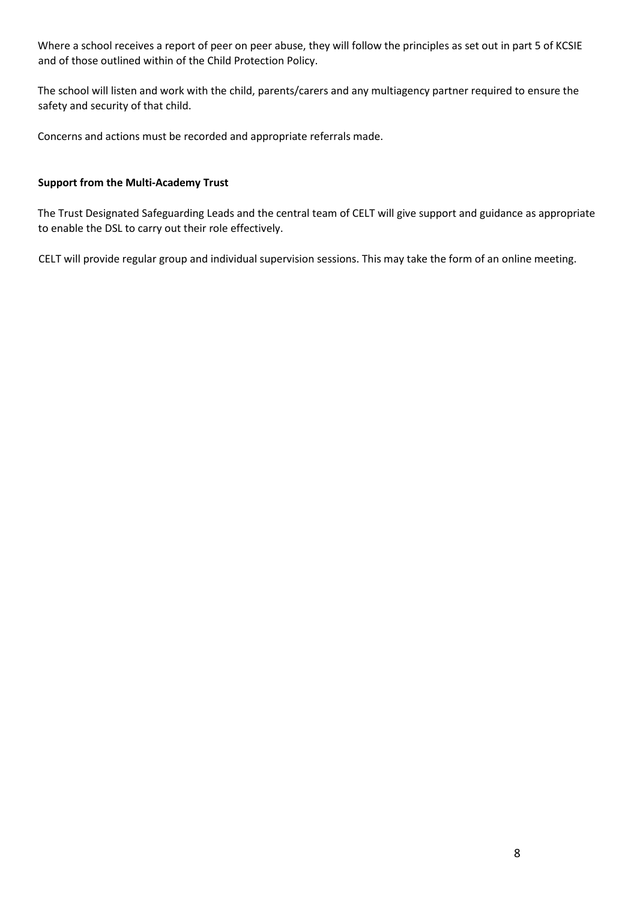Where a school receives a report of peer on peer abuse, they will follow the principles as set out in part 5 of KCSIE and of those outlined within of the Child Protection Policy.

The school will listen and work with the child, parents/carers and any multiagency partner required to ensure the safety and security of that child.

Concerns and actions must be recorded and appropriate referrals made.

**Support from the Multi-Academy Trust**

The Trust Designated Safeguarding Leads and the central team of CELT will give support and guidance as appropriate to enable the DSL to carry out their role effectively.

CELT will provide regular group and individual supervision sessions. This may take the form of an online meeting.